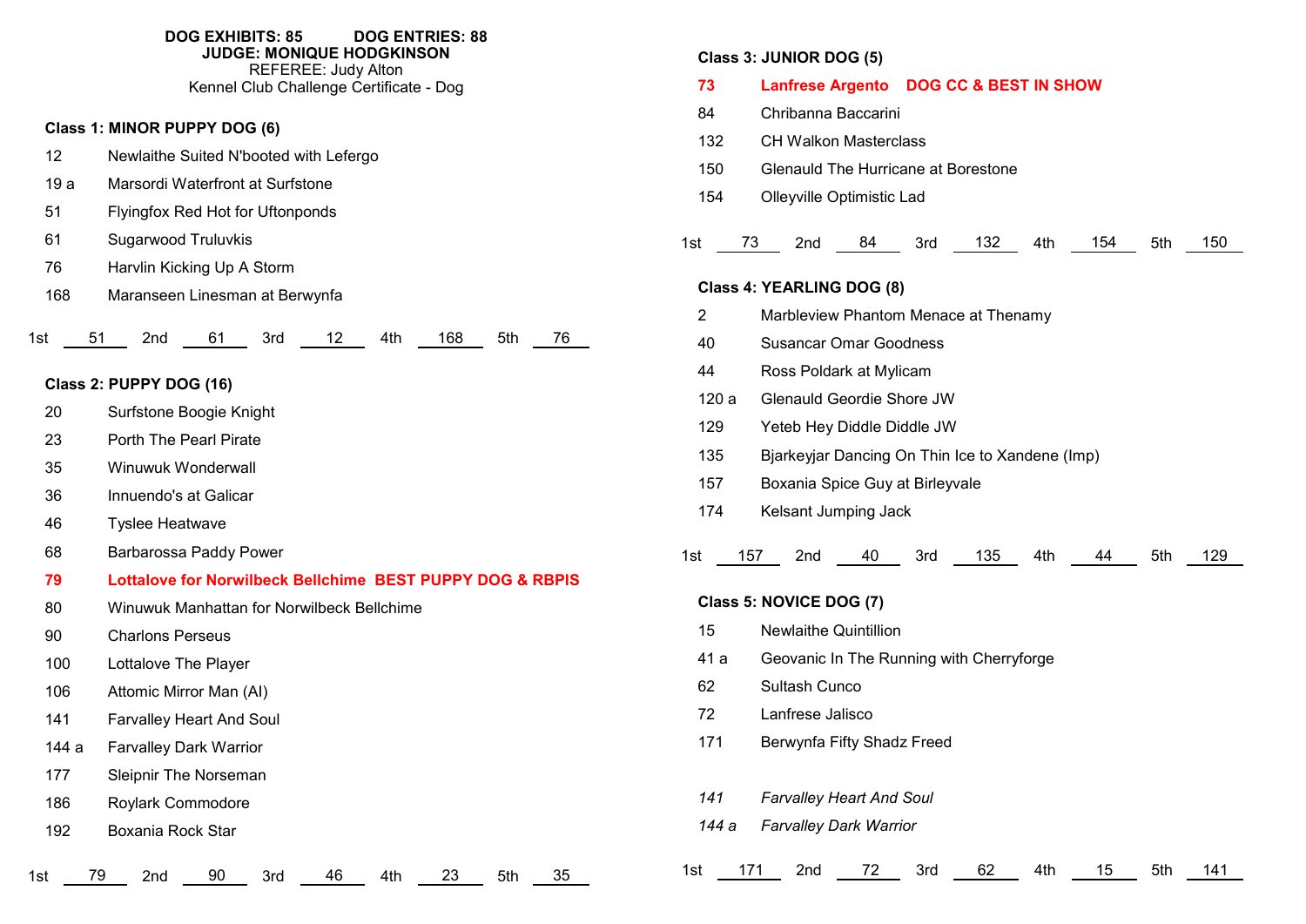**DOG EXHIBITS: 85 DOG ENTRIES: 88**

**JUDGE: MONIQUE HODGKINSON**

REFEREE: Judy Alton

Kennel Club Challenge Certificate - Dog

**Class 1: MINOR PUPPY DOG (6)**

12 Newlaithe Suited N'booted with Lefergo
19 a Marsordi Waterfront at Surfstone
51 Flyingfox Red Hot for Uftonponds
61 Sugarwood Truluvkis
76 Harvlin Kicking Up A Storm
168 Maranseen Linesman at Berwynfa

1st 51 2nd 61 3rd 12 4th 168 5th 76

**Class 2: PUPPY DOG (16)**

20 Surfstone Boogie Knight
23 Porth The Pearl Pirate
35 Winuwuk Wonderwall
36 Innuendo's at Galicar
46 Tyslee Heatwave
68 Barbarossa Paddy Power
**79 Lottalove for Norwilbeck Bellchime BEST PUPPY DOG & RBPIS**
80 Winuwuk Manhattan for Norwilbeck Bellchime
90 Charlons Perseus
100 Lottalove The Player
106 Attomic Mirror Man (AI)
141 Farvalley Heart And Soul
144 a Farvalley Dark Warrior
177 Sleipnir The Norseman
186 Roylark Commodore
192 Boxania Rock Star

1st 79 2nd 90 3rd 46 4th 23 5th 35

**Class 3: JUNIOR DOG (5)**

**73 Lanfrese Argento DOG CC & BEST IN SHOW**
84 Chribanna Baccarini
132 CH Walkon Masterclass
150 Glenauld The Hurricane at Borestone
154 Olleyville Optimistic Lad

1st 73 2nd 84 3rd 132 4th 154 5th 150

**Class 4: YEARLING DOG (8)**

2 Marbleview Phantom Menace at Thenamy
40 Susancar Omar Goodness
44 Ross Poldark at Mylicam
120 a Glenauld Geordie Shore JW
129 Yeteb Hey Diddle Diddle JW
135 Bjarkeyjar Dancing On Thin Ice to Xandene (Imp)
157 Boxania Spice Guy at Birleyvale
174 Kelsant Jumping Jack

1st 157 2nd 40 3rd 135 4th 44 5th 129

**Class 5: NOVICE DOG (7)**

15 Newlaithe Quintillion
41 a Geovanic In The Running with Cherryforge
62 Sultash Cunco
72 Lanfrese Jalisco
171 Berwynfa Fifty Shadz Freed

*141 Farvalley Heart And Soul*
*144 a Farvalley Dark Warrior*

1st 171 2nd 72 3rd 62 4th 15 5th 141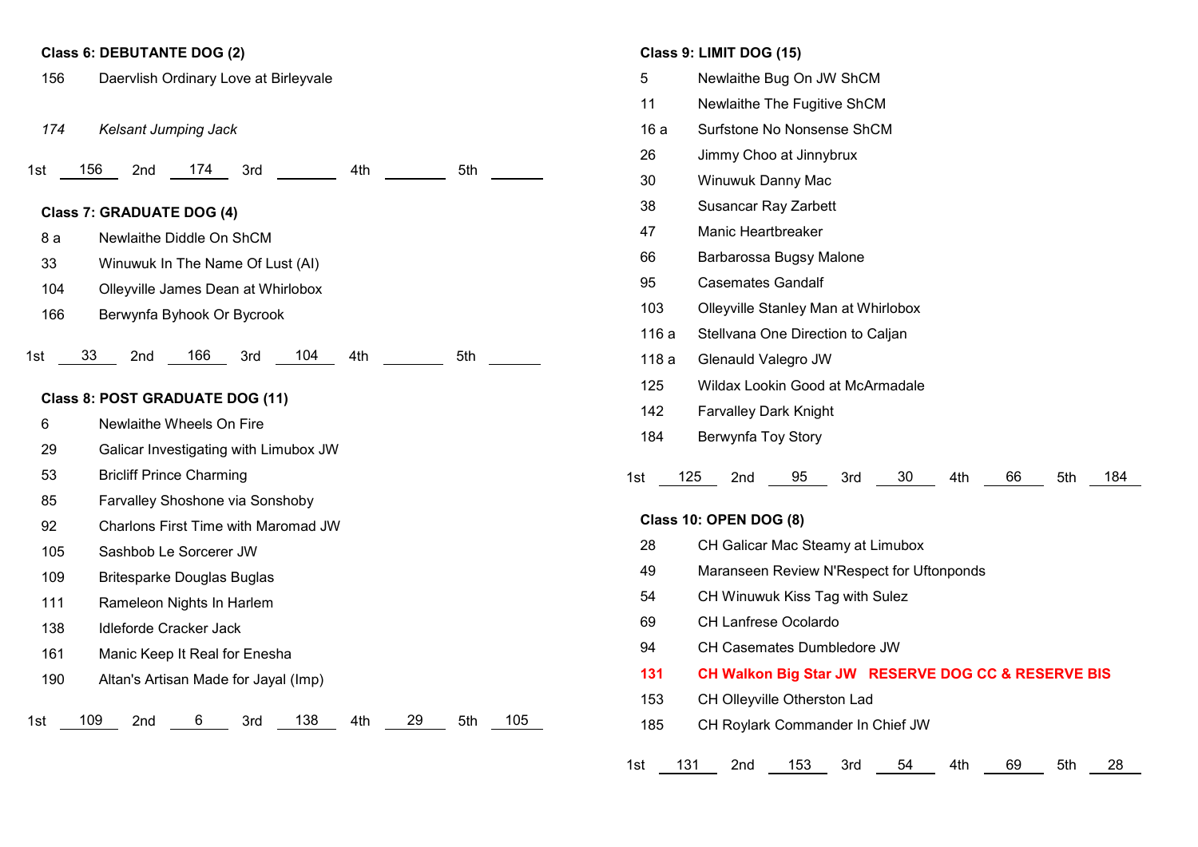**Class 6: DEBUTANTE DOG (2)**

156 Daervlish Ordinary Love at Birleyvale

*174 Kelsant Jumping Jack*

1st 156 2nd 174 3rd ___ 4th ___ 5th ___

**Class 7: GRADUATE DOG (4)**

8 a Newlaithe Diddle On ShCM

33 Winuwuk In The Name Of Lust (AI)

104 Olleyville James Dean at Whirlobox

166 Berwynfa Byhook Or Bycrook

1st 33 2nd 166 3rd 104 4th ___ 5th ___

**Class 8: POST GRADUATE DOG (11)**

6 Newlaithe Wheels On Fire

29 Galicar Investigating with Limubox JW

53 Bricliff Prince Charming

85 Farvalley Shoshone via Sonshoby

92 Charlons First Time with Maromad JW

105 Sashbob Le Sorcerer JW

109 Britesparke Douglas Buglas

111 Rameleon Nights In Harlem

138 Idleforde Cracker Jack

161 Manic Keep It Real for Enesha

190 Altan's Artisan Made for Jayal (Imp)

1st 109 2nd 6 3rd 138 4th 29 5th 105

**Class 9: LIMIT DOG (15)**

5 Newlaithe Bug On JW ShCM

11 Newlaithe The Fugitive ShCM

16 a Surfstone No Nonsense ShCM

26 Jimmy Choo at Jinnybrux

30 Winuwuk Danny Mac

38 Susancar Ray Zarbett

47 Manic Heartbreaker

66 Barbarossa Bugsy Malone

95 Casemates Gandalf

103 Olleyville Stanley Man at Whirlobox

116 a Stellvana One Direction to Caljan

118 a Glenauld Valegro JW

125 Wildax Lookin Good at McArmadale

142 Farvalley Dark Knight

184 Berwynfa Toy Story

1st 125 2nd 95 3rd 30 4th 66 5th 184

**Class 10: OPEN DOG (8)**

28 CH Galicar Mac Steamy at Limubox

49 Maranseen Review N'Respect for Uftonponds

54 CH Winuwuk Kiss Tag with Sulez

69 CH Lanfrese Ocolardo

94 CH Casemates Dumbledore JW

**131 CH Walkon Big Star JW RESERVE DOG CC & RESERVE BIS**

153 CH Olleyville Otherston Lad

185 CH Roylark Commander In Chief JW

1st 131 2nd 153 3rd 54 4th 69 5th 28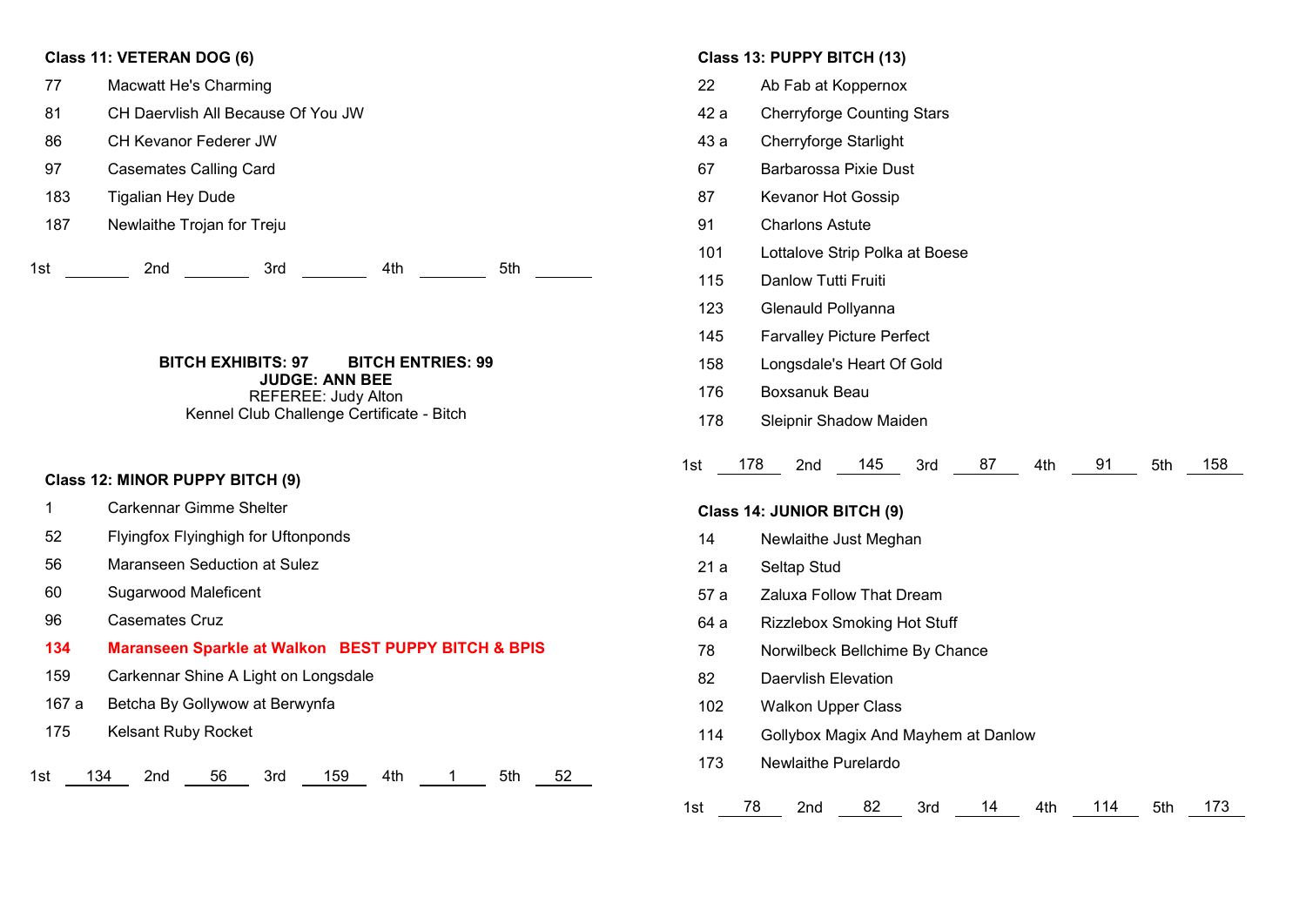**Class 11: VETERAN DOG (6)**

77 Macwatt He's Charming
81 CH Daervlish All Because Of You JW
86 CH Kevanor Federer JW
97 Casemates Calling Card
183 Tigalian Hey Dude
187 Newlaithe Trojan for Treju

1st ______ 2nd ______ 3rd ______ 4th ______ 5th ______

**BITCH EXHIBITS: 97 BITCH ENTRIES: 99**
**JUDGE: ANN BEE**
REFEREE: Judy Alton
Kennel Club Challenge Certificate - Bitch

**Class 12: MINOR PUPPY BITCH (9)**

1 Carkennar Gimme Shelter
52 Flyingfox Flyinghigh for Uftonponds
56 Maranseen Seduction at Sulez
60 Sugarwood Maleficent
96 Casemates Cruz
**134 Maranseen Sparkle at Walkon BEST PUPPY BITCH & BPIS**
159 Carkennar Shine A Light on Longsdale
167 a Betcha By Gollywow at Berwynfa
175 Kelsant Ruby Rocket

1st 134 2nd 56 3rd 159 4th 1 5th 52

**Class 13: PUPPY BITCH (13)**

22 Ab Fab at Koppernox
42 a Cherryforge Counting Stars
43 a Cherryforge Starlight
67 Barbarossa Pixie Dust
87 Kevanor Hot Gossip
91 Charlons Astute
101 Lottalove Strip Polka at Boese
115 Danlow Tutti Fruiti
123 Glenauld Pollyanna
145 Farvalley Picture Perfect
158 Longsdale's Heart Of Gold
176 Boxsanuk Beau
178 Sleipnir Shadow Maiden

1st 178 2nd 145 3rd 87 4th 91 5th 158

**Class 14: JUNIOR BITCH (9)**

14 Newlaithe Just Meghan
21 a Seltap Stud
57 a Zaluxa Follow That Dream
64 a Rizzlebox Smoking Hot Stuff
78 Norwilbeck Bellchime By Chance
82 Daervlish Elevation
102 Walkon Upper Class
114 Gollybox Magix And Mayhem at Danlow
173 Newlaithe Purelardo

1st 78 2nd 82 3rd 14 4th 114 5th 173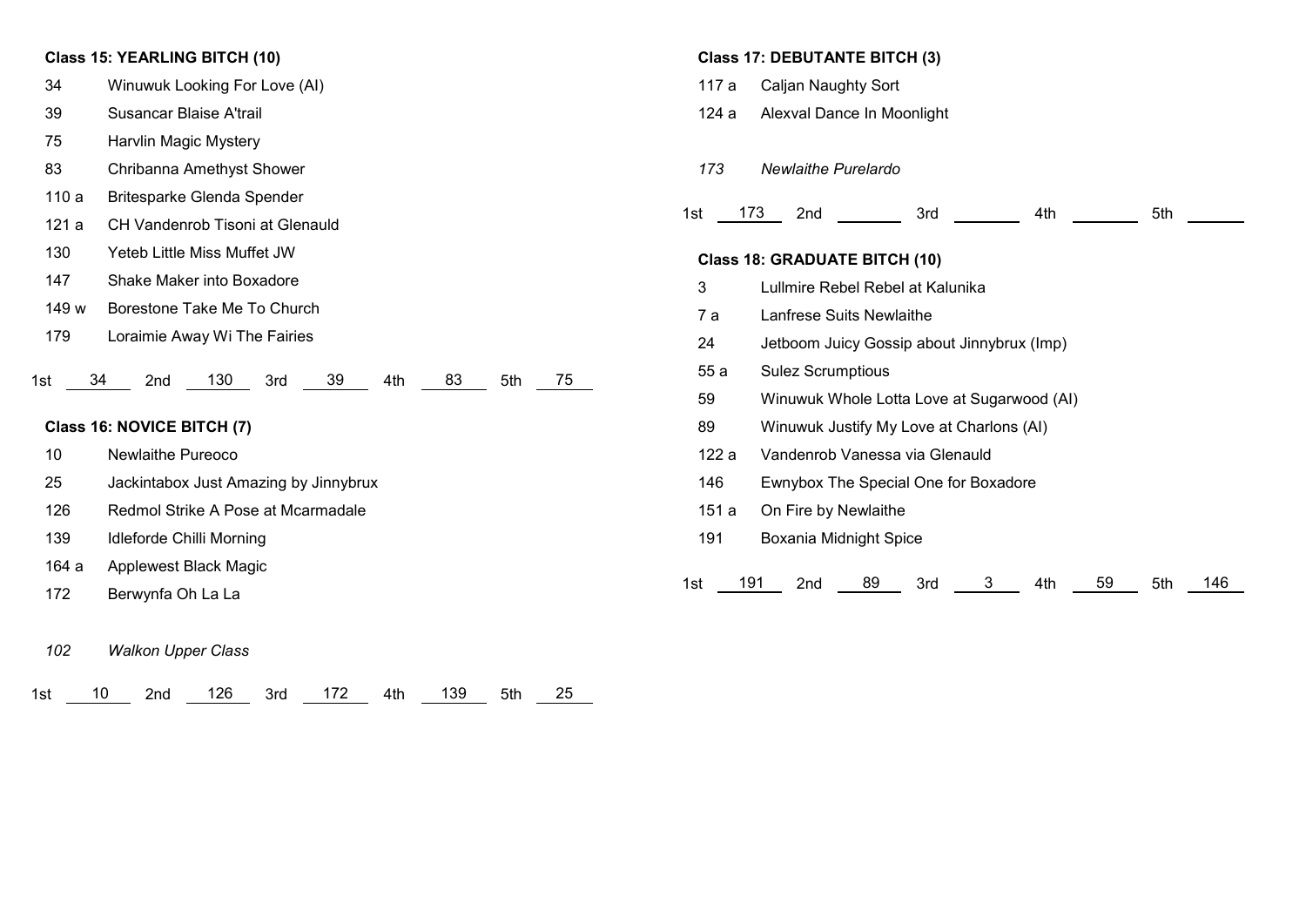**Class 15: YEARLING BITCH (10)**

34 Winuwuk Looking For Love (AI)
39 Susancar Blaise A'trail
75 Harvlin Magic Mystery
83 Chribanna Amethyst Shower
110 a Britesparke Glenda Spender
121 a CH Vandenrob Tisoni at Glenauld
130 Yeteb Little Miss Muffet JW
147 Shake Maker into Boxadore
149 w Borestone Take Me To Church
179 Loraimie Away Wi The Fairies

1st 34 2nd 130 3rd 39 4th 83 5th 75

**Class 16: NOVICE BITCH (7)**

10 Newlaithe Pureoco
25 Jackintabox Just Amazing by Jinnybrux
126 Redmol Strike A Pose at Mcarmadale
139 Idleforde Chilli Morning
164 a Applewest Black Magic
172 Berwynfa Oh La La

*102 Walkon Upper Class*

1st 10 2nd 126 3rd 172 4th 139 5th 25

**Class 17: DEBUTANTE BITCH (3)**

117 a Caljan Naughty Sort
124 a Alexval Dance In Moonlight

*173 Newlaithe Purelardo*

1st 173 2nd ____ 3rd ____ 4th ____ 5th ____

**Class 18: GRADUATE BITCH (10)**

3 Lullmire Rebel Rebel at Kalunika
7 a Lanfrese Suits Newlaithe
24 Jetboom Juicy Gossip about Jinnybrux (Imp)
55 a Sulez Scrumptious
59 Winuwuk Whole Lotta Love at Sugarwood (AI)
89 Winuwuk Justify My Love at Charlons (AI)
122 a Vandenrob Vanessa via Glenauld
146 Ewnybox The Special One for Boxadore
151 a On Fire by Newlaithe
191 Boxania Midnight Spice

1st 191 2nd 89 3rd 3 4th 59 5th 146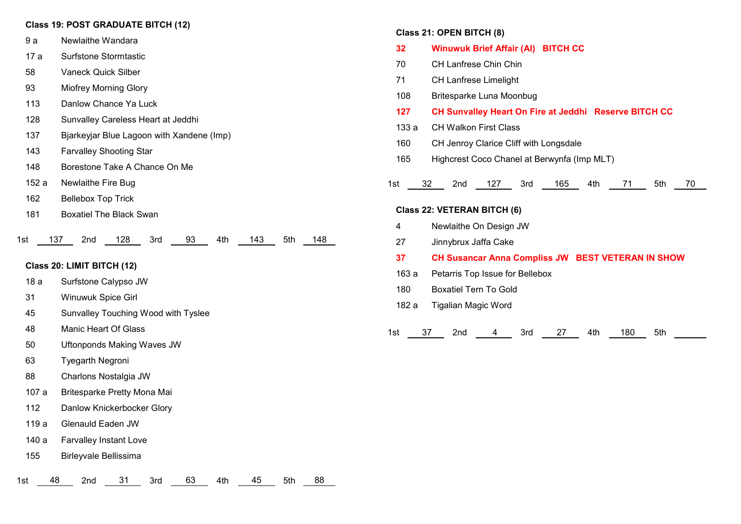**Class 19: POST GRADUATE BITCH (12)**

9 a Newlaithe Wandara
17 a Surfstone Stormtastic
58 Vaneck Quick Silber
93 Miofrey Morning Glory
113 Danlow Chance Ya Luck
128 Sunvalley Careless Heart at Jeddhi
137 Bjarkeyjar Blue Lagoon with Xandene (Imp)
143 Farvalley Shooting Star
148 Borestone Take A Chance On Me
152 a Newlaithe Fire Bug
162 Bellebox Top Trick
181 Boxatiel The Black Swan

1st 137 2nd 128 3rd 93 4th 143 5th 148

**Class 20: LIMIT BITCH (12)**

18 a Surfstone Calypso JW
31 Winuwuk Spice Girl
45 Sunvalley Touching Wood with Tyslee
48 Manic Heart Of Glass
50 Uftonponds Making Waves JW
63 Tyegarth Negroni
88 Charlons Nostalgia JW
107 a Britesparke Pretty Mona Mai
112 Danlow Knickerbocker Glory
119 a Glenauld Eaden JW
140 a Farvalley Instant Love
155 Birleyvale Bellissima

1st 48 2nd 31 3rd 63 4th 45 5th 88

**Class 21: OPEN BITCH (8)**

**32 Winuwuk Brief Affair (AI) BITCH CC**
70 CH Lanfrese Chin Chin
71 CH Lanfrese Limelight
108 Britesparke Luna Moonbug
**127 CH Sunvalley Heart On Fire at Jeddhi Reserve BITCH CC**
133 a CH Walkon First Class
160 CH Jenroy Clarice Cliff with Longsdale
165 Highcrest Coco Chanel at Berwynfa (Imp MLT)

1st 32 2nd 127 3rd 165 4th 71 5th 70

**Class 22: VETERAN BITCH (6)**

4 Newlaithe On Design JW
27 Jinnybrux Jaffa Cake
**37 CH Susancar Anna Compliss JW BEST VETERAN IN SHOW**
163 a Petarris Top Issue for Bellebox
180 Boxatiel Tern To Gold
182 a Tigalian Magic Word

1st 37 2nd 4 3rd 27 4th 180 5th